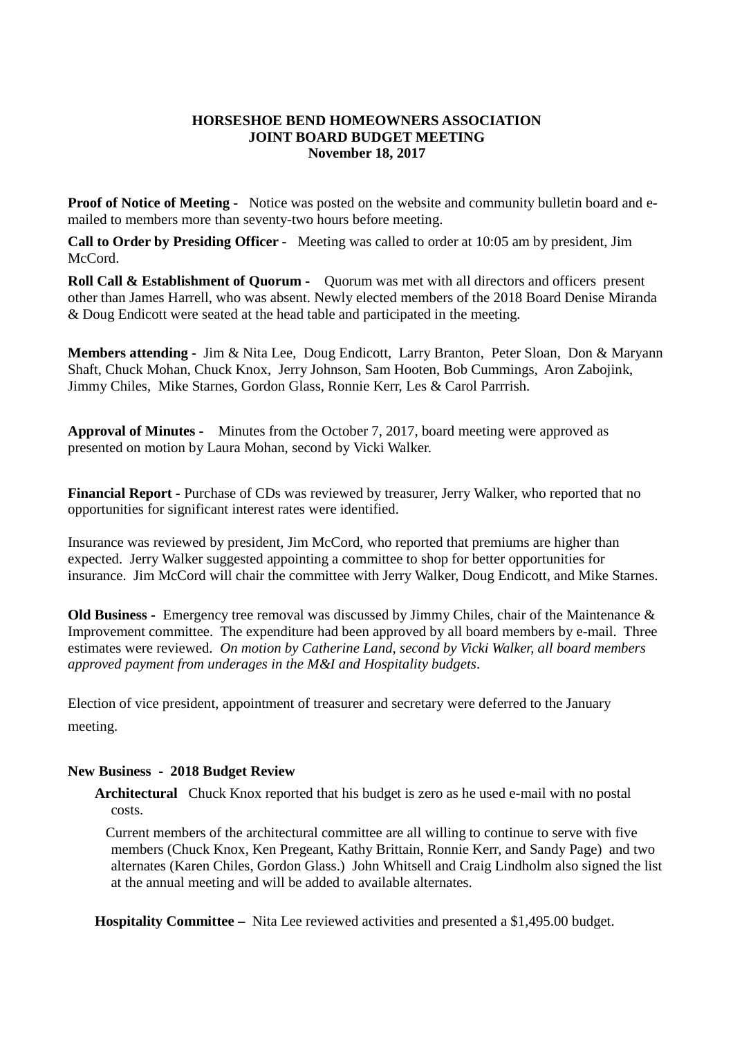**HORSESHOE BEND HOMEOWNERS ASSOCIATION**
**JOINT BOARD BUDGET MEETING**
**November 18, 2017**

**Proof of Notice of Meeting -** Notice was posted on the website and community bulletin board and e-mailed to members more than seventy-two hours before meeting.

**Call to Order by Presiding Officer -** Meeting was called to order at 10:05 am by president, Jim McCord.

**Roll Call & Establishment of Quorum -** Quorum was met with all directors and officers present other than James Harrell, who was absent. Newly elected members of the 2018 Board Denise Miranda & Doug Endicott were seated at the head table and participated in the meeting.

**Members attending -** Jim & Nita Lee, Doug Endicott, Larry Branton, Peter Sloan, Don & Maryann Shaft, Chuck Mohan, Chuck Knox, Jerry Johnson, Sam Hooten, Bob Cummings, Aron Zabojink, Jimmy Chiles, Mike Starnes, Gordon Glass, Ronnie Kerr, Les & Carol Parrrish.

**Approval of Minutes -** Minutes from the October 7, 2017, board meeting were approved as presented on motion by Laura Mohan, second by Vicki Walker.

**Financial Report -** Purchase of CDs was reviewed by treasurer, Jerry Walker, who reported that no opportunities for significant interest rates were identified.

Insurance was reviewed by president, Jim McCord, who reported that premiums are higher than expected. Jerry Walker suggested appointing a committee to shop for better opportunities for insurance. Jim McCord will chair the committee with Jerry Walker, Doug Endicott, and Mike Starnes.

**Old Business -** Emergency tree removal was discussed by Jimmy Chiles, chair of the Maintenance & Improvement committee. The expenditure had been approved by all board members by e-mail. Three estimates were reviewed. *On motion by Catherine Land, second by Vicki Walker, all board members approved payment from underages in the M&I and Hospitality budgets*.

Election of vice president, appointment of treasurer and secretary were deferred to the January meeting.

**New Business - 2018 Budget Review**

**Architectural** Chuck Knox reported that his budget is zero as he used e-mail with no postal costs.

Current members of the architectural committee are all willing to continue to serve with five members (Chuck Knox, Ken Pregeant, Kathy Brittain, Ronnie Kerr, and Sandy Page) and two alternates (Karen Chiles, Gordon Glass.) John Whitsell and Craig Lindholm also signed the list at the annual meeting and will be added to available alternates.

**Hospitality Committee –** Nita Lee reviewed activities and presented a $1,495.00 budget.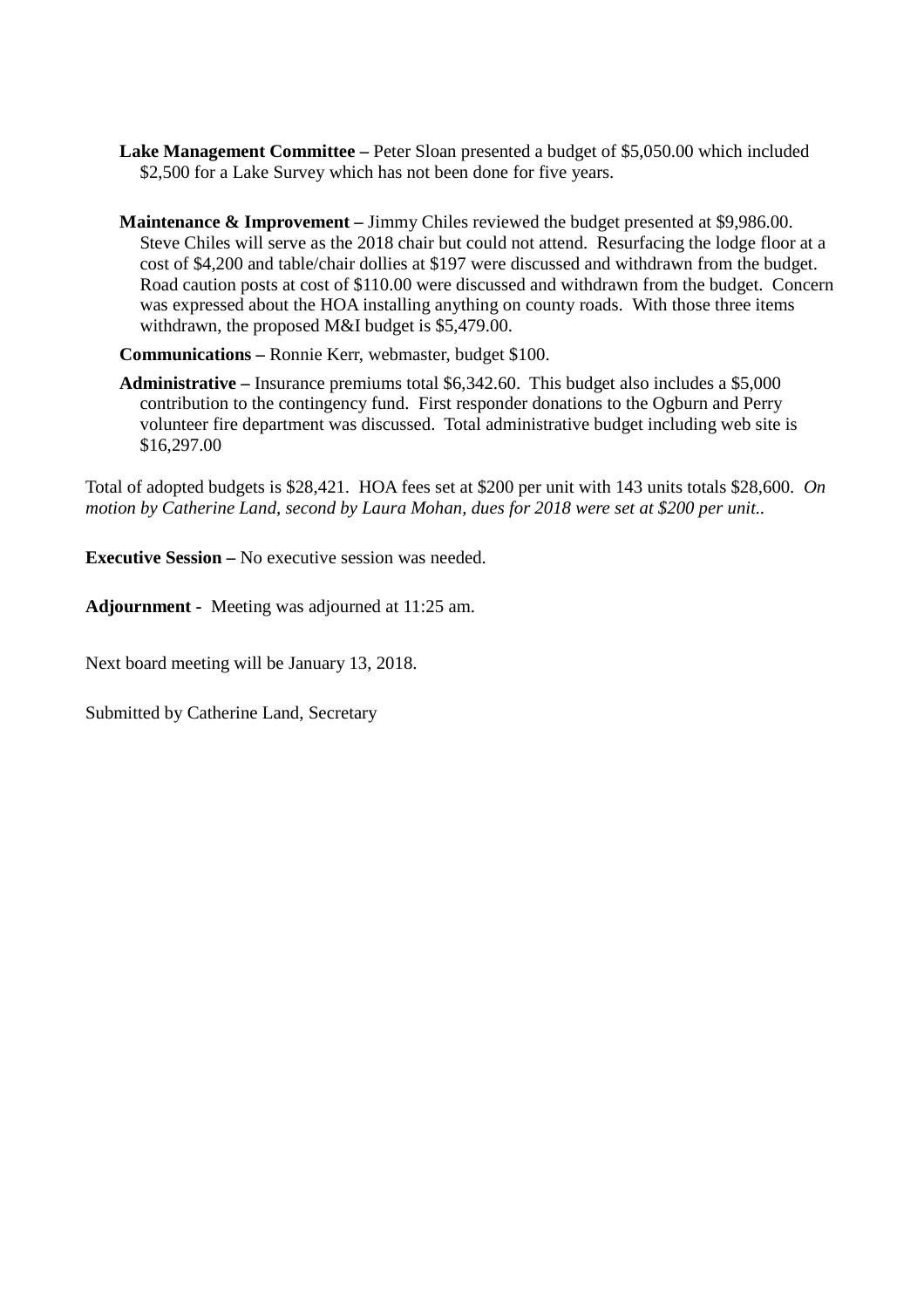**Lake Management Committee –** Peter Sloan presented a budget of $5,050.00 which included $2,500 for a Lake Survey which has not been done for five years.

**Maintenance & Improvement –** Jimmy Chiles reviewed the budget presented at $9,986.00. Steve Chiles will serve as the 2018 chair but could not attend. Resurfacing the lodge floor at a cost of $4,200 and table/chair dollies at $197 were discussed and withdrawn from the budget. Road caution posts at cost of $110.00 were discussed and withdrawn from the budget. Concern was expressed about the HOA installing anything on county roads. With those three items withdrawn, the proposed M&I budget is $5,479.00.

**Communications –** Ronnie Kerr, webmaster, budget $100.

**Administrative –** Insurance premiums total $6,342.60. This budget also includes a $5,000 contribution to the contingency fund. First responder donations to the Ogburn and Perry volunteer fire department was discussed. Total administrative budget including web site is $16,297.00

Total of adopted budgets is $28,421. HOA fees set at $200 per unit with 143 units totals $28,600. *On motion by Catherine Land, second by Laura Mohan, dues for 2018 were set at $200 per unit..*

**Executive Session –** No executive session was needed.

**Adjournment -** Meeting was adjourned at 11:25 am.

Next board meeting will be January 13, 2018.

Submitted by Catherine Land, Secretary